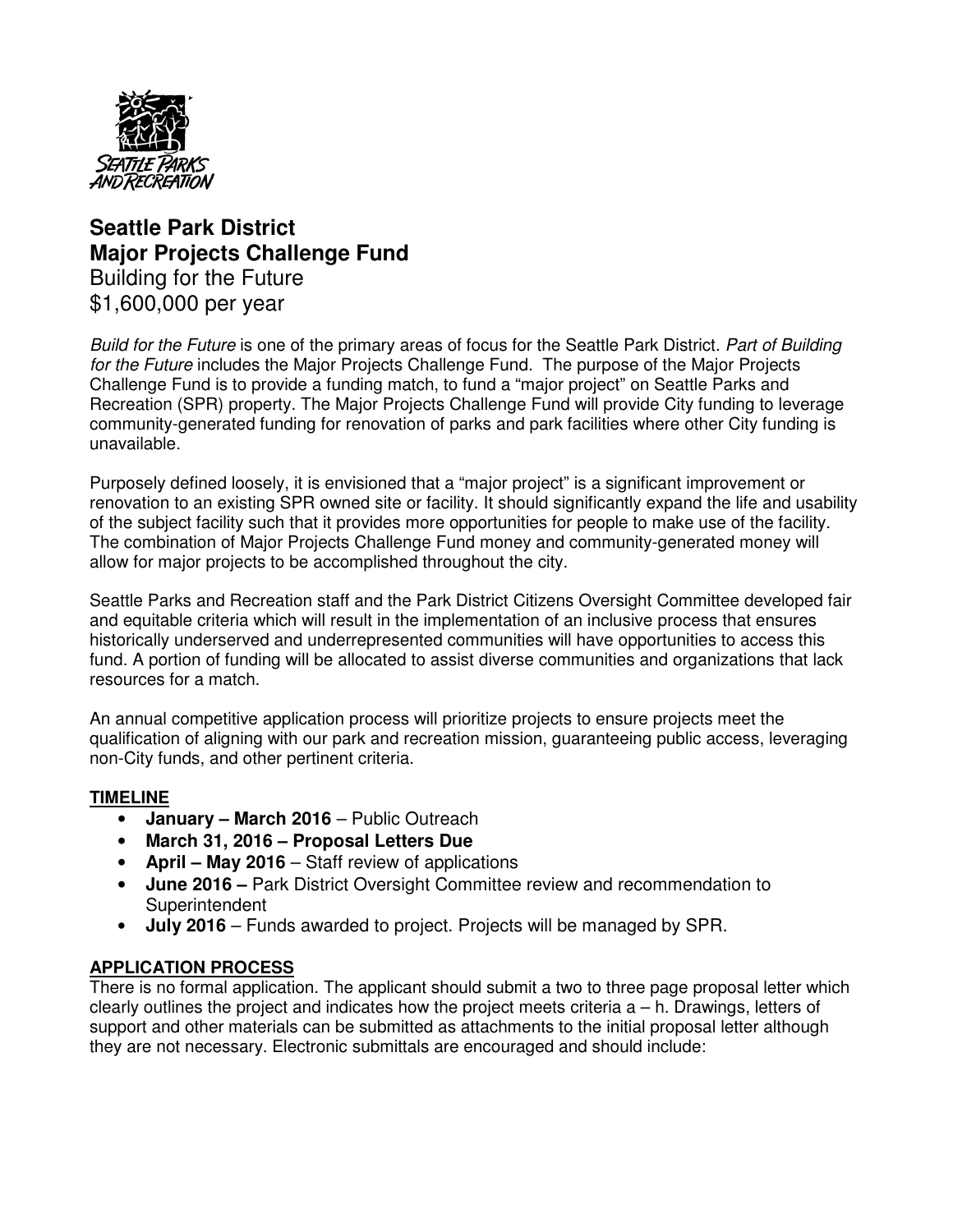# Seattle Park District
# Major Projects Challenge Fund

## Building for the Future

## $1,600,000 per year

*Build for the Future* is one of the primary areas of focus for the Seattle Park District. *Part of Building for the Future* includes the Major Projects Challenge Fund. The purpose of the Major Projects Challenge Fund is to provide a funding match, to fund a "major project" on Seattle Parks and Recreation (SPR) property. The Major Projects Challenge Fund will provide City funding to leverage community-generated funding for renovation of parks and park facilities where other City funding is unavailable.

Purposely defined loosely, it is envisioned that a "major project" is a significant improvement or renovation to an existing SPR owned site or facility. It should significantly expand the life and usability of the subject facility such that it provides more opportunities for people to make use of the facility. The combination of Major Projects Challenge Fund money and community-generated money will allow for major projects to be accomplished throughout the city.

Seattle Parks and Recreation staff and the Park District Citizens Oversight Committee developed fair and equitable criteria which will result in the implementation of an inclusive process that ensures historically underserved and underrepresented communities will have opportunities to access this fund. A portion of funding will be allocated to assist diverse communities and organizations that lack resources for a match.

An annual competitive application process will prioritize projects to ensure projects meet the qualification of aligning with our park and recreation mission, guaranteeing public access, leveraging non-City funds, and other pertinent criteria.

## TIMELINE

- **January – March 2016** – Public Outreach
- **March 31, 2016 – Proposal Letters Due**
- **April – May 2016** – Staff review of applications
- **June 2016 –** Park District Oversight Committee review and recommendation to Superintendent
- **July 2016** – Funds awarded to project. Projects will be managed by SPR.

## APPLICATION PROCESS

There is no formal application. The applicant should submit a two to three page proposal letter which clearly outlines the project and indicates how the project meets criteria a – h. Drawings, letters of support and other materials can be submitted as attachments to the initial proposal letter although they are not necessary. Electronic submittals are encouraged and should include: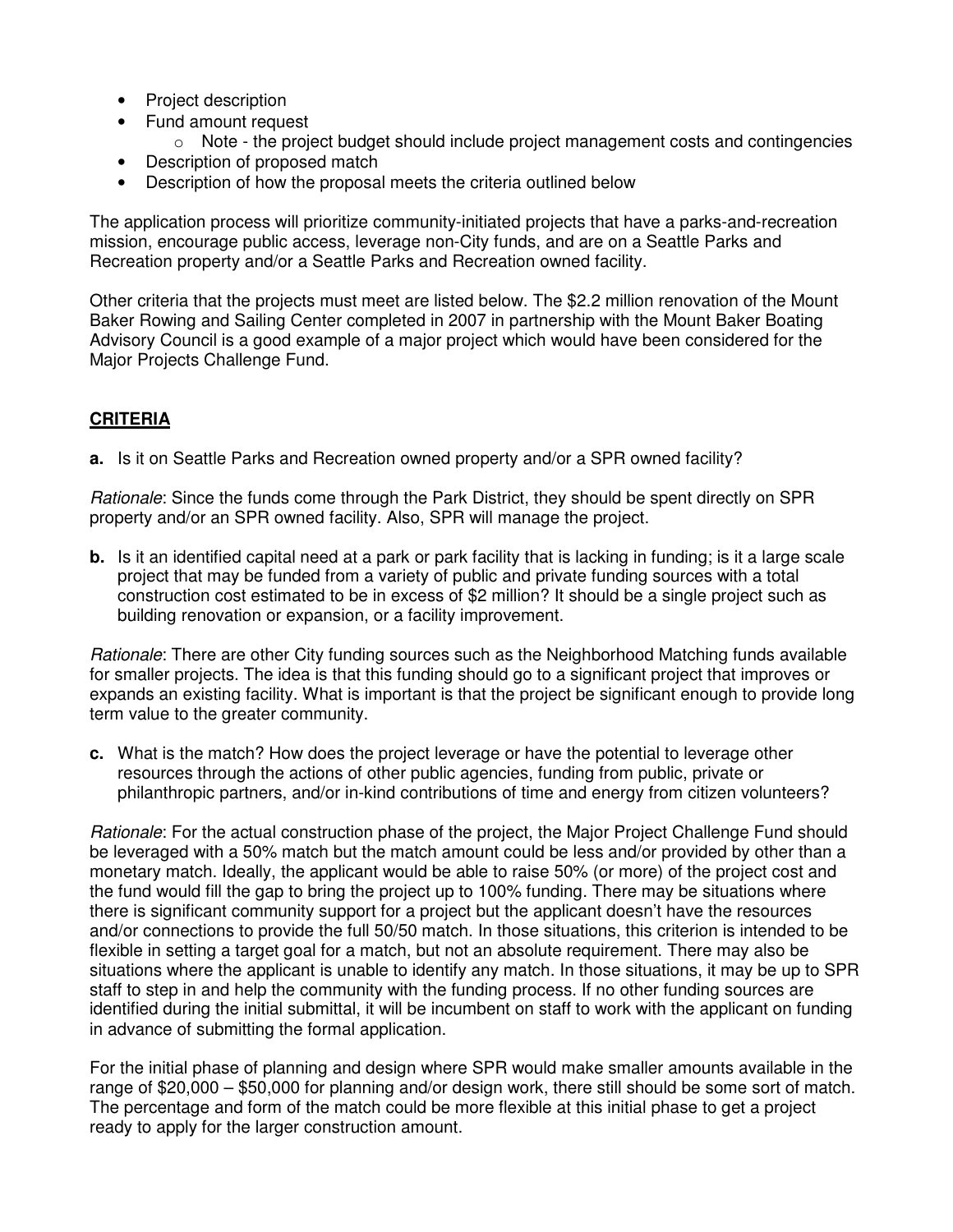- Project description
- Fund amount request
    - Note - the project budget should include project management costs and contingencies
- Description of proposed match
- Description of how the proposal meets the criteria outlined below

The application process will prioritize community-initiated projects that have a parks-and-recreation mission, encourage public access, leverage non-City funds, and are on a Seattle Parks and Recreation property and/or a Seattle Parks and Recreation owned facility.

Other criteria that the projects must meet are listed below. The $2.2 million renovation of the Mount Baker Rowing and Sailing Center completed in 2007 in partnership with the Mount Baker Boating Advisory Council is a good example of a major project which would have been considered for the Major Projects Challenge Fund.

## CRITERIA

**a.** Is it on Seattle Parks and Recreation owned property and/or a SPR owned facility?

*Rationale*: Since the funds come through the Park District, they should be spent directly on SPR property and/or an SPR owned facility. Also, SPR will manage the project.

**b.** Is it an identified capital need at a park or park facility that is lacking in funding; is it a large scale project that may be funded from a variety of public and private funding sources with a total construction cost estimated to be in excess of $2 million? It should be a single project such as building renovation or expansion, or a facility improvement.

*Rationale*: There are other City funding sources such as the Neighborhood Matching funds available for smaller projects. The idea is that this funding should go to a significant project that improves or expands an existing facility. What is important is that the project be significant enough to provide long term value to the greater community.

**c.** What is the match? How does the project leverage or have the potential to leverage other resources through the actions of other public agencies, funding from public, private or philanthropic partners, and/or in-kind contributions of time and energy from citizen volunteers?

*Rationale*: For the actual construction phase of the project, the Major Project Challenge Fund should be leveraged with a 50% match but the match amount could be less and/or provided by other than a monetary match. Ideally, the applicant would be able to raise 50% (or more) of the project cost and the fund would fill the gap to bring the project up to 100% funding. There may be situations where there is significant community support for a project but the applicant doesn't have the resources and/or connections to provide the full 50/50 match. In those situations, this criterion is intended to be flexible in setting a target goal for a match, but not an absolute requirement. There may also be situations where the applicant is unable to identify any match. In those situations, it may be up to SPR staff to step in and help the community with the funding process. If no other funding sources are identified during the initial submittal, it will be incumbent on staff to work with the applicant on funding in advance of submitting the formal application.

For the initial phase of planning and design where SPR would make smaller amounts available in the range of $20,000 – $50,000 for planning and/or design work, there still should be some sort of match. The percentage and form of the match could be more flexible at this initial phase to get a project ready to apply for the larger construction amount.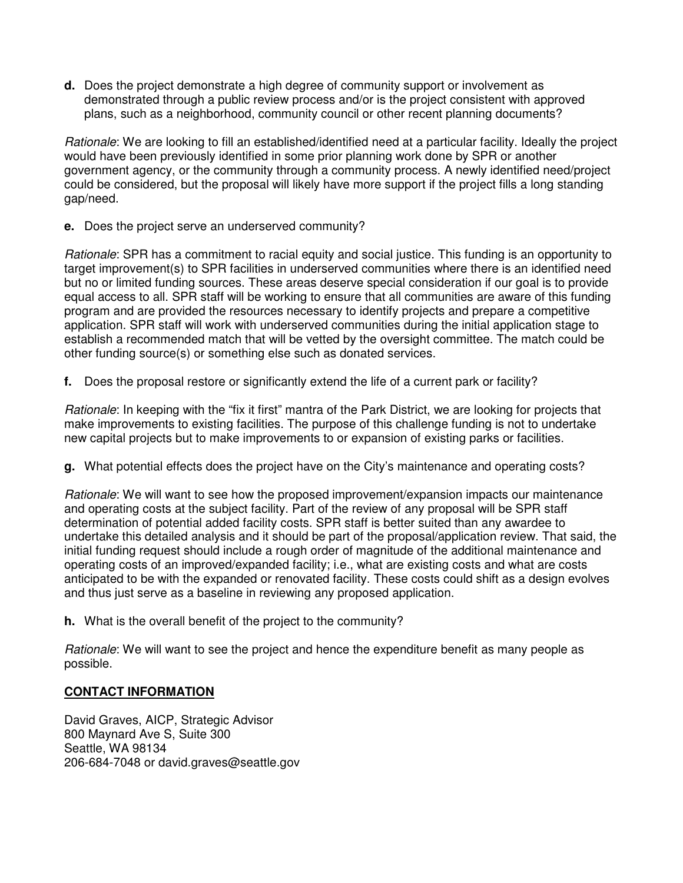**d.** Does the project demonstrate a high degree of community support or involvement as demonstrated through a public review process and/or is the project consistent with approved plans, such as a neighborhood, community council or other recent planning documents?

*Rationale*: We are looking to fill an established/identified need at a particular facility. Ideally the project would have been previously identified in some prior planning work done by SPR or another government agency, or the community through a community process. A newly identified need/project could be considered, but the proposal will likely have more support if the project fills a long standing gap/need.

**e.** Does the project serve an underserved community?

*Rationale*: SPR has a commitment to racial equity and social justice. This funding is an opportunity to target improvement(s) to SPR facilities in underserved communities where there is an identified need but no or limited funding sources. These areas deserve special consideration if our goal is to provide equal access to all. SPR staff will be working to ensure that all communities are aware of this funding program and are provided the resources necessary to identify projects and prepare a competitive application. SPR staff will work with underserved communities during the initial application stage to establish a recommended match that will be vetted by the oversight committee. The match could be other funding source(s) or something else such as donated services.

**f.** Does the proposal restore or significantly extend the life of a current park or facility?

*Rationale*: In keeping with the "fix it first" mantra of the Park District, we are looking for projects that make improvements to existing facilities. The purpose of this challenge funding is not to undertake new capital projects but to make improvements to or expansion of existing parks or facilities.

**g.** What potential effects does the project have on the City's maintenance and operating costs?

*Rationale*: We will want to see how the proposed improvement/expansion impacts our maintenance and operating costs at the subject facility. Part of the review of any proposal will be SPR staff determination of potential added facility costs. SPR staff is better suited than any awardee to undertake this detailed analysis and it should be part of the proposal/application review. That said, the initial funding request should include a rough order of magnitude of the additional maintenance and operating costs of an improved/expanded facility; i.e., what are existing costs and what are costs anticipated to be with the expanded or renovated facility. These costs could shift as a design evolves and thus just serve as a baseline in reviewing any proposed application.

**h.** What is the overall benefit of the project to the community?

*Rationale*: We will want to see the project and hence the expenditure benefit as many people as possible.

## CONTACT INFORMATION

David Graves, AICP, Strategic Advisor
800 Maynard Ave S, Suite 300
Seattle, WA 98134
206-684-7048 or david.graves@seattle.gov